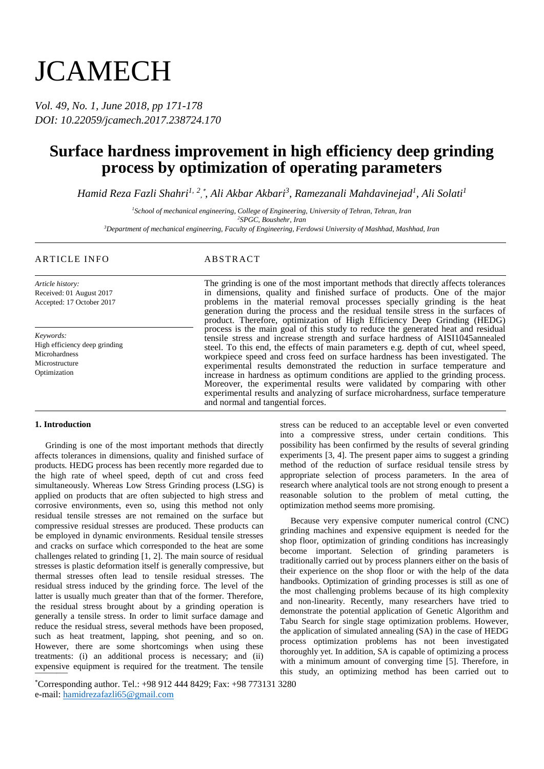# JCAMECH

*Vol. 49, No. 1, June 2018, pp 171-178*
*DOI: 10.22059/jcamech.2017.238724.170*

# Surface hardness improvement in high efficiency deep grinding process by optimization of operating parameters

*Hamid Reza Fazli Shahri[1, 2,*], Ali Akbar Akbari[3], Ramezanali Mahdavinejad[1], Ali Solati[1]*

[1]*School of mechanical engineering, College of Engineering, University of Tehran, Tehran, Iran*
[2]*SPGC, Boushehr, Iran*
[3]*Department of mechanical engineering, Faculty of Engineering, Ferdowsi University of Mashhad, Mashhad, Iran*

---

ARTICLE INFO

*Article history:*
Received: 01 August 2017
Accepted: 17 October 2017

*Keywords:*
High efficiency deep grinding
Microhardness
Microstructure
Optimization

ABSTRACT

The grinding is one of the most important methods that directly affects tolerances in dimensions, quality and finished surface of products. One of the major problems in the material removal processes specially grinding is the heat generation during the process and the residual tensile stress in the surfaces of product. Therefore, optimization of High Efficiency Deep Grinding (HEDG) process is the main goal of this study to reduce the generated heat and residual tensile stress and increase strength and surface hardness of AISI1045annealed steel. To this end, the effects of main parameters e.g. depth of cut, wheel speed, workpiece speed and cross feed on surface hardness has been investigated. The experimental results demonstrated the reduction in surface temperature and increase in hardness as optimum conditions are applied to the grinding process. Moreover, the experimental results were validated by comparing with other experimental results and analyzing of surface microhardness, surface temperature and normal and tangential forces.

---

### 1. Introduction

Grinding is one of the most important methods that directly affects tolerances in dimensions, quality and finished surface of products. HEDG process has been recently more regarded due to the high rate of wheel speed, depth of cut and cross feed simultaneously. Whereas Low Stress Grinding process (LSG) is applied on products that are often subjected to high stress and corrosive environments, even so, using this method not only residual tensile stresses are not remained on the surface but compressive residual stresses are produced. These products can be employed in dynamic environments. Residual tensile stresses and cracks on surface which corresponded to the heat are some challenges related to grinding [1, 2]. The main source of residual stresses is plastic deformation itself is generally compressive, but thermal stresses often lead to tensile residual stresses. The residual stress induced by the grinding force. The level of the latter is usually much greater than that of the former. Therefore, the residual stress brought about by a grinding operation is generally a tensile stress. In order to limit surface damage and reduce the residual stress, several methods have been proposed, such as heat treatment, lapping, shot peening, and so on. However, there are some shortcomings when using these treatments: (i) an additional process is necessary; and (ii) expensive equipment is required for the treatment. The tensile stress can be reduced to an acceptable level or even converted into a compressive stress, under certain conditions. This possibility has been confirmed by the results of several grinding experiments [3, 4]. The present paper aims to suggest a grinding method of the reduction of surface residual tensile stress by appropriate selection of process parameters. In the area of research where analytical tools are not strong enough to present a reasonable solution to the problem of metal cutting, the optimization method seems more promising.

Because very expensive computer numerical control (CNC) grinding machines and expensive equipment is needed for the shop floor, optimization of grinding conditions has increasingly become important. Selection of grinding parameters is traditionally carried out by process planners either on the basis of their experience on the shop floor or with the help of the data handbooks. Optimization of grinding processes is still as one of the most challenging problems because of its high complexity and non-linearity. Recently, many researchers have tried to demonstrate the potential application of Genetic Algorithm and Tabu Search for single stage optimization problems. However, the application of simulated annealing (SA) in the case of HEDG process optimization problems has not been investigated thoroughly yet. In addition, SA is capable of optimizing a process with a minimum amount of converging time [5]. Therefore, in this study, an optimizing method has been carried out to

---

*Corresponding author. Tel.: +98 912 444 8429; Fax: +98 773131 3280
e-mail: hamidrezafazli65@gmail.com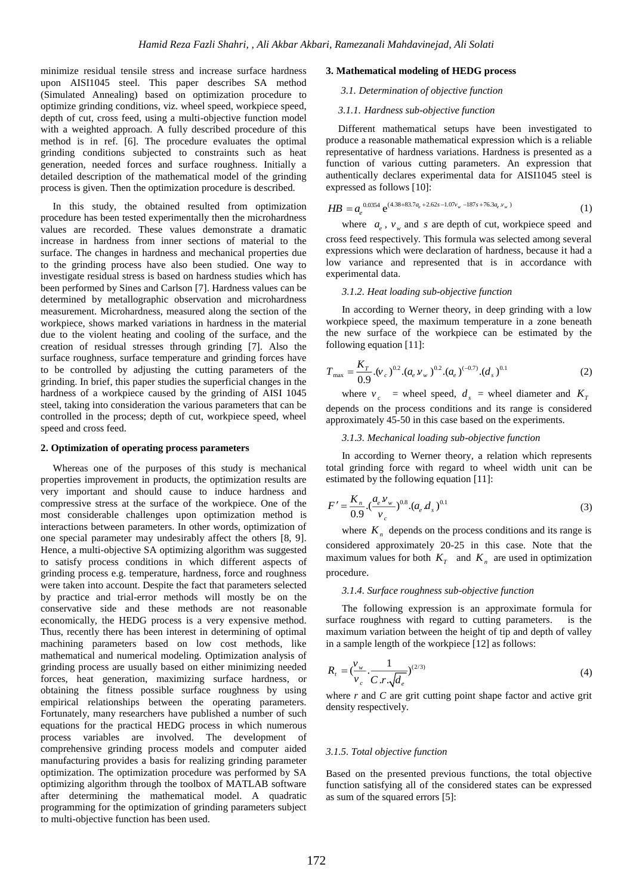minimize residual tensile stress and increase surface hardness upon AISI1045 steel. This paper describes SA method (Simulated Annealing) based on optimization procedure to optimize grinding conditions, viz. wheel speed, workpiece speed, depth of cut, cross feed, using a multi-objective function model with a weighted approach. A fully described procedure of this method is in ref. [6]. The procedure evaluates the optimal grinding conditions subjected to constraints such as heat generation, needed forces and surface roughness. Initially a detailed description of the mathematical model of the grinding process is given. Then the optimization procedure is described.

In this study, the obtained resulted from optimization procedure has been tested experimentally then the microhardness values are recorded. These values demonstrate a dramatic increase in hardness from inner sections of material to the surface. The changes in hardness and mechanical properties due to the grinding process have also been studied. One way to investigate residual stress is based on hardness studies which has been performed by Sines and Carlson [7]. Hardness values can be determined by metallographic observation and microhardness measurement. Microhardness, measured along the section of the workpiece, shows marked variations in hardness in the material due to the violent heating and cooling of the surface, and the creation of residual stresses through grinding [7]. Also the surface roughness, surface temperature and grinding forces have to be controlled by adjusting the cutting parameters of the grinding. In brief, this paper studies the superficial changes in the hardness of a workpiece caused by the grinding of AISI 1045 steel, taking into consideration the various parameters that can be controlled in the process; depth of cut, workpiece speed, wheel speed and cross feed.

## 2. Optimization of operating process parameters

Whereas one of the purposes of this study is mechanical properties improvement in products, the optimization results are very important and should cause to induce hardness and compressive stress at the surface of the workpiece. One of the most considerable challenges upon optimization method is interactions between parameters. In other words, optimization of one special parameter may undesirably affect the others [8, 9]. Hence, a multi-objective SA optimizing algorithm was suggested to satisfy process conditions in which different aspects of grinding process e.g. temperature, hardness, force and roughness were taken into account. Despite the fact that parameters selected by practice and trial-error methods will mostly be on the conservative side and these methods are not reasonable economically, the HEDG process is a very expensive method. Thus, recently there has been interest in determining of optimal machining parameters based on low cost methods, like mathematical and numerical modeling. Optimization analysis of grinding process are usually based on either minimizing needed forces, heat generation, maximizing surface hardness, or obtaining the fitness possible surface roughness by using empirical relationships between the operating parameters. Fortunately, many researchers have published a number of such equations for the practical HEDG process in which numerous process variables are involved. The development of comprehensive grinding process models and computer aided manufacturing provides a basis for realizing grinding parameter optimization. The optimization procedure was performed by SA optimizing algorithm through the toolbox of MATLAB software after determining the mathematical model. A quadratic programming for the optimization of grinding parameters subject to multi-objective function has been used.

## 3. Mathematical modeling of HEDG process

### *3.1. Determination of objective function*

#### *3.1.1. Hardness sub-objective function*

Different mathematical setups have been investigated to produce a reasonable mathematical expression which is a reliable representative of hardness variations. Hardness is presented as a function of various cutting parameters. An expression that authentically declares experimental data for AISI1045 steel is expressed as follows [10]:

$$HB = a_e^{\,0.0354}\, e^{(4.38+83.7a_e+2.62s-1.07v_w-187s+76.3a_e.v_w)} \tag{1}$$

where $a_e$, $v_w$ and $s$ are depth of cut, workpiece speed and cross feed respectively. This formula was selected among several expressions which were declaration of hardness, because it had a low variance and represented that is in accordance with experimental data.

#### *3.1.2. Heat loading sub-objective function*

In according to Werner theory, in deep grinding with a low workpiece speed, the maximum temperature in a zone beneath the new surface of the workpiece can be estimated by the following equation [11]:

$$T_{\max} = \frac{K_T}{0.9}.(v_c)^{0.2}.(a_e.v_w)^{0.2}.(a_e)^{(-0.7)}.(d_s)^{0.1} \tag{2}$$

where $v_c$ = wheel speed, $d_s$ = wheel diameter and $K_T$ depends on the process conditions and its range is considered approximately 45-50 in this case based on the experiments.

#### *3.1.3. Mechanical loading sub-objective function*

In according to Werner theory, a relation which represents total grinding force with regard to wheel width unit can be estimated by the following equation [11]:

$$F' = \frac{K_n}{0.9}.(\frac{a_e v_w}{v_c})^{0.8}.(a_e.d_s)^{0.1} \tag{3}$$

where $K_n$ depends on the process conditions and its range is considered approximately 20-25 in this case. Note that the maximum values for both $K_T$ and $K_n$ are used in optimization procedure.

#### *3.1.4. Surface roughness sub-objective function*

The following expression is an approximate formula for surface roughness with regard to cutting parameters. is the maximum variation between the height of tip and depth of valley in a sample length of the workpiece [12] as follows:

$$R_t = (\frac{v_w}{v_c}.\frac{1}{C.r.\sqrt{d_e}})^{(2/3)} \tag{4}$$

where *r* and *C* are grit cutting point shape factor and active grit density respectively.

#### *3.1.5. Total objective function*

Based on the presented previous functions, the total objective function satisfying all of the considered states can be expressed as sum of the squared errors [5]: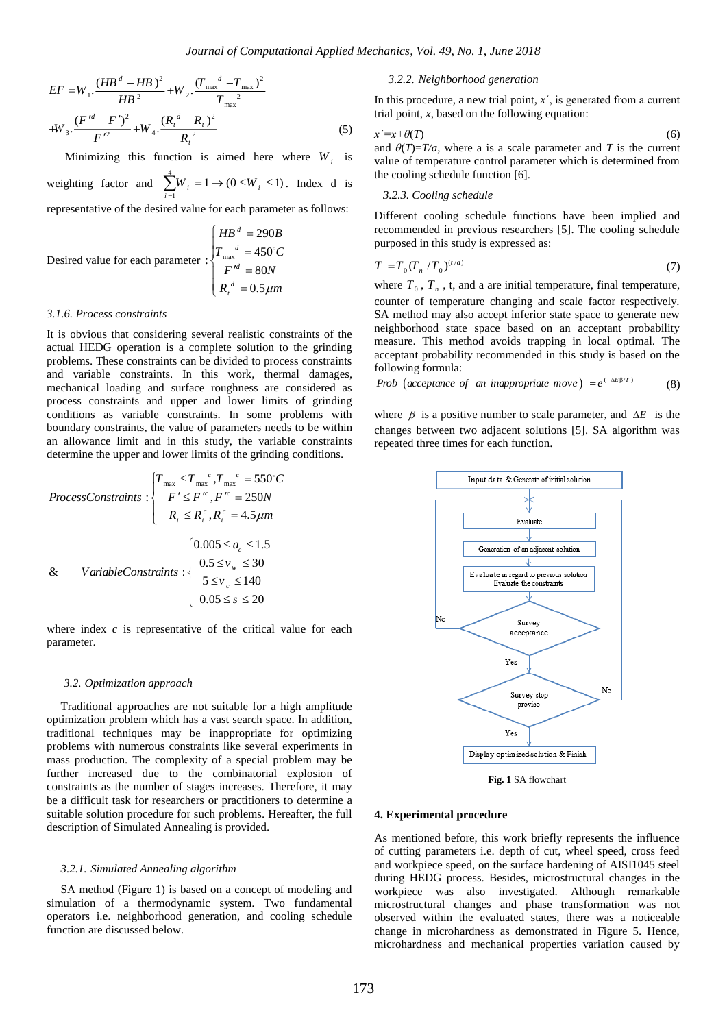$$EF = W_1.\frac{(HB^d - HB)^2}{HB^2} + W_2.\frac{(T_{max}{}^d - T_{max})^2}{T_{max}{}^2}$$
$$+W_3.\frac{(F'^d - F')^2}{F'^2} + W_4.\frac{(R_t{}^d - R_t)^2}{R_t{}^2} \quad (5)$$

Minimizing this function is aimed here where $W_i$ is weighting factor and $\sum_{i=1}^{4} W_i = 1 \rightarrow (0 \le W_i \le 1)$. Index d is representative of the desired value for each parameter as follows:

$$\text{Desired value for each parameter}: \begin{cases} HB^d = 290B \\ T_{max}{}^d = 450^{\circ}C \\ F'^d = 80N \\ R_t{}^d = 0.5\mu m \end{cases}$$

### 3.1.6. Process constraints

It is obvious that considering several realistic constraints of the actual HEDG operation is a complete solution to the grinding problems. These constraints can be divided to process constraints and variable constraints. In this work, thermal damages, mechanical loading and surface roughness are considered as process constraints and upper and lower limits of grinding conditions as variable constraints. In some problems with boundary constraints, the value of parameters needs to be within an allowance limit and in this study, the variable constraints determine the upper and lower limits of the grinding conditions.

$$ProcessConstraints: \begin{cases} T_{max} \le T_{max}{}^c, T_{max}{}^c = 550^{\circ}C \\ F' \le F'^c, F'^c = 250N \\ R_t \le R_t^c, R_t^c = 4.5\mu m \end{cases}$$

$$\& \quad VariableConstraints: \begin{cases} 0.005 \le a_e \le 1.5 \\ 0.5 \le v_w \le 30 \\ 5 \le v_c \le 140 \\ 0.05 \le s \le 20 \end{cases}$$

where index $c$ is representative of the critical value for each parameter.

## 3.2. Optimization approach

Traditional approaches are not suitable for a high amplitude optimization problem which has a vast search space. In addition, traditional techniques may be inappropriate for optimizing problems with numerous constraints like several experiments in mass production. The complexity of a special problem may be further increased due to the combinatorial explosion of constraints as the number of stages increases. Therefore, it may be a difficult task for researchers or practitioners to determine a suitable solution procedure for such problems. Hereafter, the full description of Simulated Annealing is provided.

### 3.2.1. Simulated Annealing algorithm

SA method (Figure 1) is based on a concept of modeling and simulation of a thermodynamic system. Two fundamental operators i.e. neighborhood generation, and cooling schedule function are discussed below.

### 3.2.2. Neighborhood generation

In this procedure, a new trial point, $x'$, is generated from a current trial point, $x$, based on the following equation:

$$x' = x + \theta(T) \quad (6)$$

and $\theta(T)=T/a$, where a is a scale parameter and $T$ is the current value of temperature control parameter which is determined from the cooling schedule function [6].

### 3.2.3. Cooling schedule

Different cooling schedule functions have been implied and recommended in previous researchers [5]. The cooling schedule purposed in this study is expressed as:

$$T = T_0(T_n / T_0)^{(t/a)} \quad (7)$$

where $T_0$, $T_n$, t, and a are initial temperature, final temperature, counter of temperature changing and scale factor respectively. SA method may also accept inferior state space to generate new neighborhood state space based on an acceptant probability measure. This method avoids trapping in local optimal. The acceptant probability recommended in this study is based on the following formula:

$$Prob\ (acceptance\ of\ \ an\ inappropriate\ move) = e^{(-\Delta E\beta/T)} \quad (8)$$

where $\beta$ is a positive number to scale parameter, and $\Delta E$ is the changes between two adjacent solutions [5]. SA algorithm was repeated three times for each function.

Input data & Generate of initial solution

Evaluate

Generation of an adjacent solution

Evaluate in regard to previous solution
Evaluate the constraints

Survey acceptance

No

Yes

Survey stop proviso

No

Yes

Display optimized solution & Finish

**Fig. 1** SA flowchart

## 4. Experimental procedure

As mentioned before, this work briefly represents the influence of cutting parameters i.e. depth of cut, wheel speed, cross feed and workpiece speed, on the surface hardening of AISI1045 steel during HEDG process. Besides, microstructural changes in the workpiece was also investigated. Although remarkable microstructural changes and phase transformation was not observed within the evaluated states, there was a noticeable change in microhardness as demonstrated in Figure 5. Hence, microhardness and mechanical properties variation caused by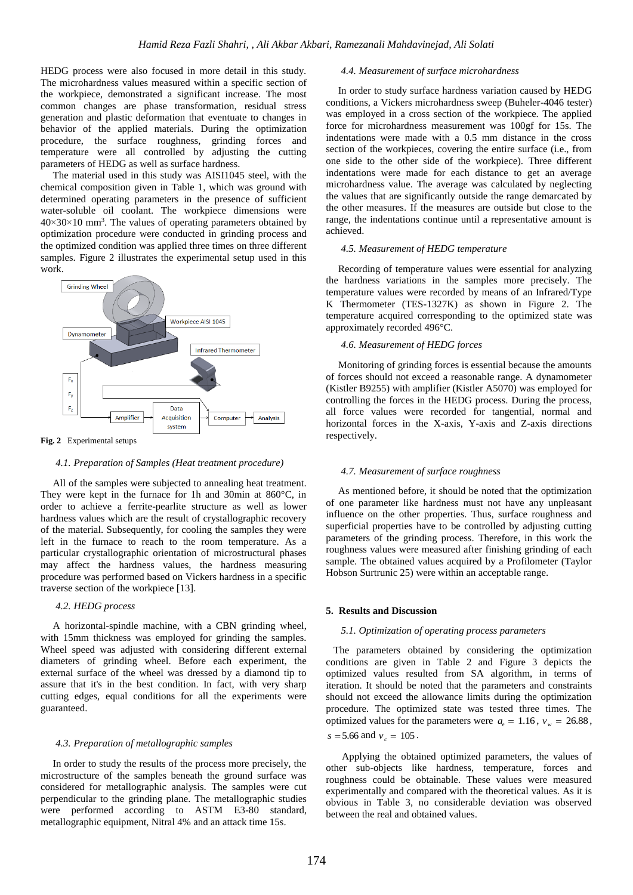HEDG process were also focused in more detail in this study. The microhardness values measured within a specific section of the workpiece, demonstrated a significant increase. The most common changes are phase transformation, residual stress generation and plastic deformation that eventuate to changes in behavior of the applied materials. During the optimization procedure, the surface roughness, grinding forces and temperature were all controlled by adjusting the cutting parameters of HEDG as well as surface hardness.

The material used in this study was AISI1045 steel, with the chemical composition given in Table 1, which was ground with determined operating parameters in the presence of sufficient water-soluble oil coolant. The workpiece dimensions were $40\times30\times10$ mm$^3$. The values of operating parameters obtained by optimization procedure were conducted in grinding process and the optimized condition was applied three times on three different samples. Figure 2 illustrates the experimental setup used in this work.

Grinding Wheel
Workpiece AISI 1045
Dynamometer
Infrared Thermometer
$F_x$
$F_y$
$F_z$
Amplifier
Data Acquisition system
Computer
Analysis

**Fig. 2** Experimental setups

### *4.1. Preparation of Samples (Heat treatment procedure)*

All of the samples were subjected to annealing heat treatment. They were kept in the furnace for 1h and 30min at 860°C, in order to achieve a ferrite-pearlite structure as well as lower hardness values which are the result of crystallographic recovery of the material. Subsequently, for cooling the samples they were left in the furnace to reach to the room temperature. As a particular crystallographic orientation of microstructural phases may affect the hardness values, the hardness measuring procedure was performed based on Vickers hardness in a specific traverse section of the workpiece [13].

### *4.2. HEDG process*

A horizontal-spindle machine, with a CBN grinding wheel, with 15mm thickness was employed for grinding the samples. Wheel speed was adjusted with considering different external diameters of grinding wheel. Before each experiment, the external surface of the wheel was dressed by a diamond tip to assure that it's in the best condition. In fact, with very sharp cutting edges, equal conditions for all the experiments were guaranteed.

### *4.3. Preparation of metallographic samples*

In order to study the results of the process more precisely, the microstructure of the samples beneath the ground surface was considered for metallographic analysis. The samples were cut perpendicular to the grinding plane. The metallographic studies were performed according to ASTM E3-80 standard, metallographic equipment, Nitral 4% and an attack time 15s.

### *4.4. Measurement of surface microhardness*

In order to study surface hardness variation caused by HEDG conditions, a Vickers microhardness sweep (Buheler-4046 tester) was employed in a cross section of the workpiece. The applied force for microhardness measurement was 100gf for 15s. The indentations were made with a 0.5 mm distance in the cross section of the workpieces, covering the entire surface (i.e., from one side to the other side of the workpiece). Three different indentations were made for each distance to get an average microhardness value. The average was calculated by neglecting the values that are significantly outside the range demarcated by the other measures. If the measures are outside but close to the range, the indentations continue until a representative amount is achieved.

### *4.5. Measurement of HEDG temperature*

Recording of temperature values were essential for analyzing the hardness variations in the samples more precisely. The temperature values were recorded by means of an Infrared/Type K Thermometer (TES-1327K) as shown in Figure 2. The temperature acquired corresponding to the optimized state was approximately recorded 496°C.

### *4.6. Measurement of HEDG forces*

Monitoring of grinding forces is essential because the amounts of forces should not exceed a reasonable range. A dynamometer (Kistler B9255) with amplifier (Kistler A5070) was employed for controlling the forces in the HEDG process. During the process, all force values were recorded for tangential, normal and horizontal forces in the X-axis, Y-axis and Z-axis directions respectively.

### *4.7. Measurement of surface roughness*

As mentioned before, it should be noted that the optimization of one parameter like hardness must not have any unpleasant influence on the other properties. Thus, surface roughness and superficial properties have to be controlled by adjusting cutting parameters of the grinding process. Therefore, in this work the roughness values were measured after finishing grinding of each sample. The obtained values acquired by a Profilometer (Taylor Hobson Surtrunic 25) were within an acceptable range.

## 5. Results and Discussion

### *5.1. Optimization of operating process parameters*

The parameters obtained by considering the optimization conditions are given in Table 2 and Figure 3 depicts the optimized values resulted from SA algorithm, in terms of iteration. It should be noted that the parameters and constraints should not exceed the allowance limits during the optimization procedure. The optimized state was tested three times. The optimized values for the parameters were $a_e = 1.16$, $v_w = 26.88$, $s = 5.66$ and $v_c = 105$.

Applying the obtained optimized parameters, the values of other sub-objects like hardness, temperature, forces and roughness could be obtainable. These values were measured experimentally and compared with the theoretical values. As it is obvious in Table 3, no considerable deviation was observed between the real and obtained values.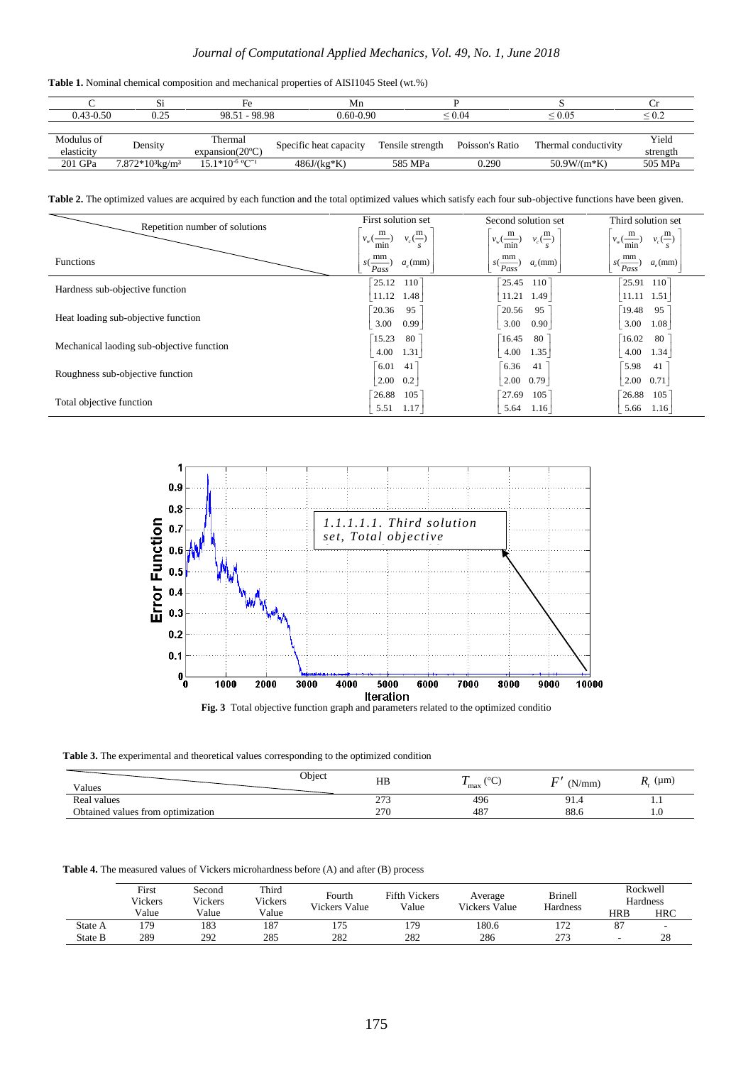**Table 1.** Nominal chemical composition and mechanical properties of AISI1045 Steel (wt.%)

| C | Si | Fe | Mn | P | S | Cr |
|---|---|---|---|---|---|---|
| 0.43-0.50 | 0.25 | 98.51 - 98.98 | 0.60-0.90 | ≤ 0.04 | ≤ 0.05 | ≤ 0.2 |

| Modulus of elasticity | Density | Thermal expansion(20ºC) | Specific heat capacity | Tensile strength | Poisson's Ratio | Thermal conductivity | Yield strength |
|---|---|---|---|---|---|---|---|
| 201 GPa | $7.872 \times 10^3 kg/m^3$ | $15.1 \times 10^{-6}$ ºC$^{-1}$ | 486J/(kg*K) | 585 MPa | 0.290 | 50.9W/(m*K) | 505 MPa |

**Table 2.** The optimized values are acquired by each function and the total optimized values which satisfy each four sub-objective functions have been given.

| Repetition number of solutions / Functions | First solution set $\begin{bmatrix} v_w(\frac{m}{min}) & v_c(\frac{m}{s}) \\ s(\frac{mm}{Pass}) & a_e(mm) \end{bmatrix}$ | Second solution set $\begin{bmatrix} v_w(\frac{m}{min}) & v_c(\frac{m}{s}) \\ s(\frac{mm}{Pass}) & a_e(mm) \end{bmatrix}$ | Third solution set $\begin{bmatrix} v_w(\frac{m}{min}) & v_c(\frac{m}{s}) \\ s(\frac{mm}{Pass}) & a_e(mm) \end{bmatrix}$ |
|---|---|---|---|
| Hardness sub-objective function | $\begin{bmatrix} 25.12 & 110 \\ 11.12 & 1.48 \end{bmatrix}$ | $\begin{bmatrix} 25.45 & 110 \\ 11.21 & 1.49 \end{bmatrix}$ | $\begin{bmatrix} 25.91 & 110 \\ 11.11 & 1.51 \end{bmatrix}$ |
| Heat loading sub-objective function | $\begin{bmatrix} 20.36 & 95 \\ 3.00 & 0.99 \end{bmatrix}$ | $\begin{bmatrix} 20.56 & 95 \\ 3.00 & 0.90 \end{bmatrix}$ | $\begin{bmatrix} 19.48 & 95 \\ 3.00 & 1.08 \end{bmatrix}$ |
| Mechanical laoding sub-objective function | $\begin{bmatrix} 15.23 & 80 \\ 4.00 & 1.31 \end{bmatrix}$ | $\begin{bmatrix} 16.45 & 80 \\ 4.00 & 1.35 \end{bmatrix}$ | $\begin{bmatrix} 16.02 & 80 \\ 4.00 & 1.34 \end{bmatrix}$ |
| Roughness sub-objective function | $\begin{bmatrix} 6.01 & 41 \\ 2.00 & 0.2 \end{bmatrix}$ | $\begin{bmatrix} 6.36 & 41 \\ 2.00 & 0.79 \end{bmatrix}$ | $\begin{bmatrix} 5.98 & 41 \\ 2.00 & 0.71 \end{bmatrix}$ |
| Total objective function | $\begin{bmatrix} 26.88 & 105 \\ 5.51 & 1.17 \end{bmatrix}$ | $\begin{bmatrix} 27.69 & 105 \\ 5.64 & 1.16 \end{bmatrix}$ | $\begin{bmatrix} 26.88 & 105 \\ 5.66 & 1.16 \end{bmatrix}$ |

Error Function

Iteration

1.1.1.1.1. Third solution set, Total objective

**Fig. 3** Total objective function graph and parameters related to the optimized conditio

**Table 3.** The experimental and theoretical values corresponding to the optimized condition

| Values / Object | HB | $T_{max}$ (°C) | $F'$ (N/mm) | $R_t$ (μm) |
|---|---|---|---|---|
| Real values | 273 | 496 | 91.4 | 1.1 |
| Obtained values from optimization | 270 | 487 | 88.6 | 1.0 |

**Table 4.** The measured values of Vickers microhardness before (A) and after (B) process

| | First Vickers Value | Second Vickers Value | Third Vickers Value | Fourth Vickers Value | Fifth Vickers Value | Average Vickers Value | Brinell Hardness | Rockwell Hardness HRB | Rockwell Hardness HRC |
|---|---|---|---|---|---|---|---|---|---|
| State A | 179 | 183 | 187 | 175 | 179 | 180.6 | 172 | 87 | - |
| State B | 289 | 292 | 285 | 282 | 282 | 286 | 273 | - | 28 |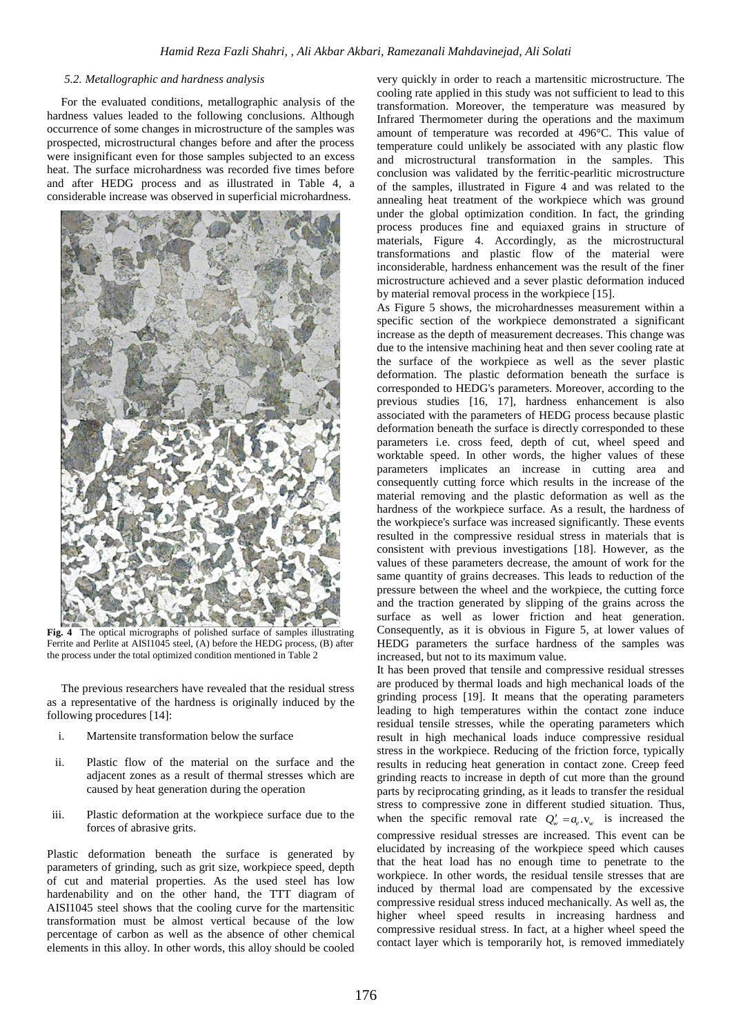### 5.2. Metallographic and hardness analysis

For the evaluated conditions, metallographic analysis of the hardness values leaded to the following conclusions. Although occurrence of some changes in microstructure of the samples was prospected, microstructural changes before and after the process were insignificant even for those samples subjected to an excess heat. The surface microhardness was recorded five times before and after HEDG process and as illustrated in Table 4, a considerable increase was observed in superficial microhardness.

**Fig. 4** The optical micrographs of polished surface of samples illustrating Ferrite and Perlite at AISI1045 steel, (A) before the HEDG process, (B) after the process under the total optimized condition mentioned in Table 2

The previous researchers have revealed that the residual stress as a representative of the hardness is originally induced by the following procedures [14]:

i. Martensite transformation below the surface

ii. Plastic flow of the material on the surface and the adjacent zones as a result of thermal stresses which are caused by heat generation during the operation

iii. Plastic deformation at the workpiece surface due to the forces of abrasive grits.

Plastic deformation beneath the surface is generated by parameters of grinding, such as grit size, workpiece speed, depth of cut and material properties. As the used steel has low hardenability and on the other hand, the TTT diagram of AISI1045 steel shows that the cooling curve for the martensitic transformation must be almost vertical because of the low percentage of carbon as well as the absence of other chemical elements in this alloy. In other words, this alloy should be cooled very quickly in order to reach a martensitic microstructure. The cooling rate applied in this study was not sufficient to lead to this transformation. Moreover, the temperature was measured by Infrared Thermometer during the operations and the maximum amount of temperature was recorded at 496°C. This value of temperature could unlikely be associated with any plastic flow and microstructural transformation in the samples. This conclusion was validated by the ferritic-pearlitic microstructure of the samples, illustrated in Figure 4 and was related to the annealing heat treatment of the workpiece which was ground under the global optimization condition. In fact, the grinding process produces fine and equiaxed grains in structure of materials, Figure 4. Accordingly, as the microstructural transformations and plastic flow of the material were inconsiderable, hardness enhancement was the result of the finer microstructure achieved and a sever plastic deformation induced by material removal process in the workpiece [15].

As Figure 5 shows, the microhardnesses measurement within a specific section of the workpiece demonstrated a significant increase as the depth of measurement decreases. This change was due to the intensive machining heat and then sever cooling rate at the surface of the workpiece as well as the sever plastic deformation. The plastic deformation beneath the surface is corresponded to HEDG's parameters. Moreover, according to the previous studies [16, 17], hardness enhancement is also associated with the parameters of HEDG process because plastic deformation beneath the surface is directly corresponded to these parameters i.e. cross feed, depth of cut, wheel speed and worktable speed. In other words, the higher values of these parameters implicates an increase in cutting area and consequently cutting force which results in the increase of the material removing and the plastic deformation as well as the hardness of the workpiece surface. As a result, the hardness of the workpiece's surface was increased significantly. These events resulted in the compressive residual stress in materials that is consistent with previous investigations [18]. However, as the values of these parameters decrease, the amount of work for the same quantity of grains decreases. This leads to reduction of the pressure between the wheel and the workpiece, the cutting force and the traction generated by slipping of the grains across the surface as well as lower friction and heat generation. Consequently, as it is obvious in Figure 5, at lower values of HEDG parameters the surface hardness of the samples was increased, but not to its maximum value.

It has been proved that tensile and compressive residual stresses are produced by thermal loads and high mechanical loads of the grinding process [19]. It means that the operating parameters leading to high temperatures within the contact zone induce residual tensile stresses, while the operating parameters which result in high mechanical loads induce compressive residual stress in the workpiece. Reducing of the friction force, typically results in reducing heat generation in contact zone. Creep feed grinding reacts to increase in depth of cut more than the ground parts by reciprocating grinding, as it leads to transfer the residual stress to compressive zone in different studied situation. Thus, when the specific removal rate $Q'_w = a_e . v_w$ is increased the compressive residual stresses are increased. This event can be elucidated by increasing of the workpiece speed which causes that the heat load has no enough time to penetrate to the workpiece. In other words, the residual tensile stresses that are induced by thermal load are compensated by the excessive compressive residual stress induced mechanically. As well as, the higher wheel speed results in increasing hardness and compressive residual stress. In fact, at a higher wheel speed the contact layer which is temporarily hot, is removed immediately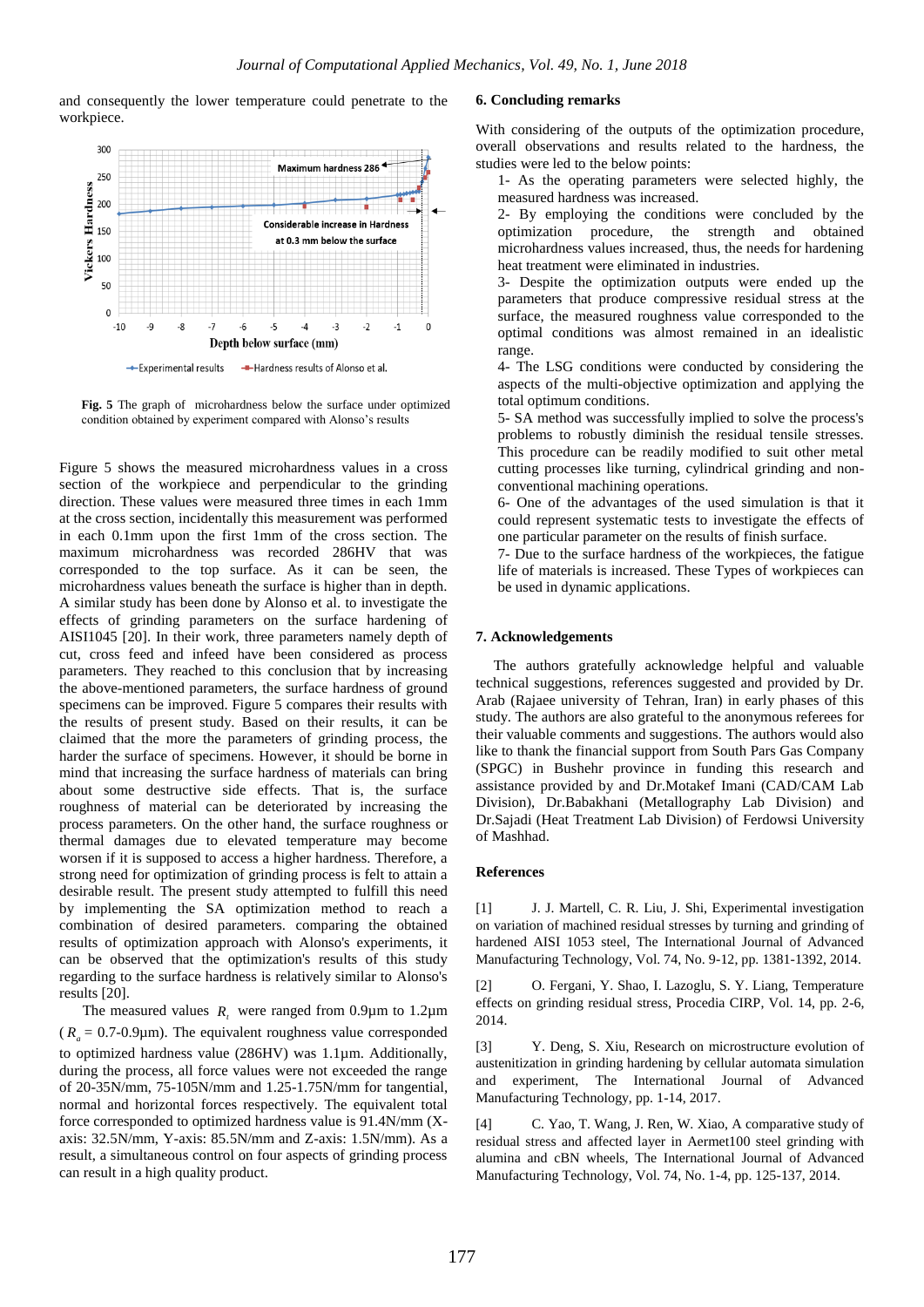and consequently the lower temperature could penetrate to the workpiece.

**Fig. 5** The graph of microhardness below the surface under optimized condition obtained by experiment compared with Alonso's results

Figure 5 shows the measured microhardness values in a cross section of the workpiece and perpendicular to the grinding direction. These values were measured three times in each 1mm at the cross section, incidentally this measurement was performed in each 0.1mm upon the first 1mm of the cross section. The maximum microhardness was recorded 286HV that was corresponded to the top surface. As it can be seen, the microhardness values beneath the surface is higher than in depth. A similar study has been done by Alonso et al. to investigate the effects of grinding parameters on the surface hardening of AISI1045 [20]. In their work, three parameters namely depth of cut, cross feed and infeed have been considered as process parameters. They reached to this conclusion that by increasing the above-mentioned parameters, the surface hardness of ground specimens can be improved. Figure 5 compares their results with the results of present study. Based on their results, it can be claimed that the more the parameters of grinding process, the harder the surface of specimens. However, it should be borne in mind that increasing the surface hardness of materials can bring about some destructive side effects. That is, the surface roughness of material can be deteriorated by increasing the process parameters. On the other hand, the surface roughness or thermal damages due to elevated temperature may become worsen if it is supposed to access a higher hardness. Therefore, a strong need for optimization of grinding process is felt to attain a desirable result. The present study attempted to fulfill this need by implementing the SA optimization method to reach a combination of desired parameters. comparing the obtained results of optimization approach with Alonso's experiments, it can be observed that the optimization's results of this study regarding to the surface hardness is relatively similar to Alonso's results [20].

The measured values $R_t$ were ranged from 0.9μm to 1.2μm ($R_a$ = 0.7-0.9μm). The equivalent roughness value corresponded to optimized hardness value (286HV) was 1.1μm. Additionally, during the process, all force values were not exceeded the range of 20-35N/mm, 75-105N/mm and 1.25-1.75N/mm for tangential, normal and horizontal forces respectively. The equivalent total force corresponded to optimized hardness value is 91.4N/mm (X-axis: 32.5N/mm, Y-axis: 85.5N/mm and Z-axis: 1.5N/mm). As a result, a simultaneous control on four aspects of grinding process can result in a high quality product.

## 6. Concluding remarks

With considering of the outputs of the optimization procedure, overall observations and results related to the hardness, the studies were led to the below points:

1- As the operating parameters were selected highly, the measured hardness was increased.

2- By employing the conditions were concluded by the optimization procedure, the strength and obtained microhardness values increased, thus, the needs for hardening heat treatment were eliminated in industries.

3- Despite the optimization outputs were ended up the parameters that produce compressive residual stress at the surface, the measured roughness value corresponded to the optimal conditions was almost remained in an idealistic range.

4- The LSG conditions were conducted by considering the aspects of the multi-objective optimization and applying the total optimum conditions.

5- SA method was successfully implied to solve the process's problems to robustly diminish the residual tensile stresses. This procedure can be readily modified to suit other metal cutting processes like turning, cylindrical grinding and non-conventional machining operations.

6- One of the advantages of the used simulation is that it could represent systematic tests to investigate the effects of one particular parameter on the results of finish surface.

7- Due to the surface hardness of the workpieces, the fatigue life of materials is increased. These Types of workpieces can be used in dynamic applications.

## 7. Acknowledgements

The authors gratefully acknowledge helpful and valuable technical suggestions, references suggested and provided by Dr. Arab (Rajaee university of Tehran, Iran) in early phases of this study. The authors are also grateful to the anonymous referees for their valuable comments and suggestions. The authors would also like to thank the financial support from South Pars Gas Company (SPGC) in Bushehr province in funding this research and assistance provided by and Dr.Motakef Imani (CAD/CAM Lab Division), Dr.Babakhani (Metallography Lab Division) and Dr.Sajadi (Heat Treatment Lab Division) of Ferdowsi University of Mashhad.

## References

[1] J. J. Martell, C. R. Liu, J. Shi, Experimental investigation on variation of machined residual stresses by turning and grinding of hardened AISI 1053 steel, The International Journal of Advanced Manufacturing Technology, Vol. 74, No. 9-12, pp. 1381-1392, 2014.

[2] O. Fergani, Y. Shao, I. Lazoglu, S. Y. Liang, Temperature effects on grinding residual stress, Procedia CIRP, Vol. 14, pp. 2-6, 2014.

[3] Y. Deng, S. Xiu, Research on microstructure evolution of austenitization in grinding hardening by cellular automata simulation and experiment, The International Journal of Advanced Manufacturing Technology, pp. 1-14, 2017.

[4] C. Yao, T. Wang, J. Ren, W. Xiao, A comparative study of residual stress and affected layer in Aermet100 steel grinding with alumina and cBN wheels, The International Journal of Advanced Manufacturing Technology, Vol. 74, No. 1-4, pp. 125-137, 2014.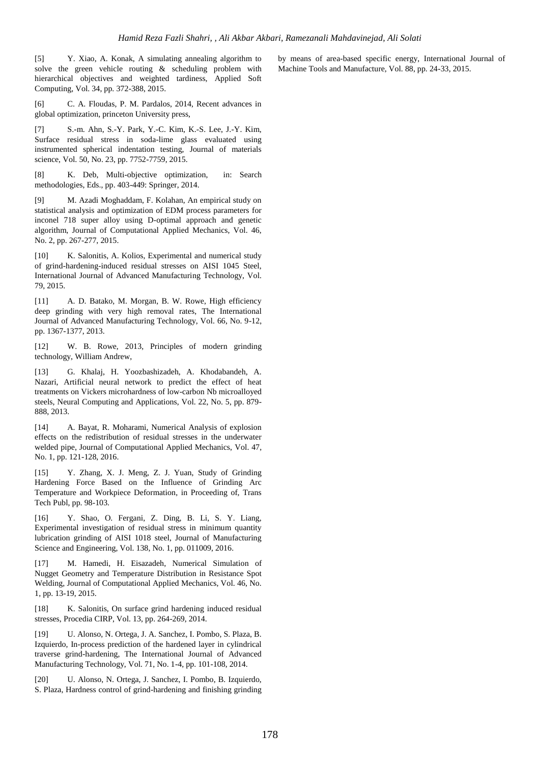[5] Y. Xiao, A. Konak, A simulating annealing algorithm to solve the green vehicle routing & scheduling problem with hierarchical objectives and weighted tardiness, Applied Soft Computing, Vol. 34, pp. 372-388, 2015.

[6] C. A. Floudas, P. M. Pardalos, 2014, Recent advances in global optimization, princeton University press,

[7] S.-m. Ahn, S.-Y. Park, Y.-C. Kim, K.-S. Lee, J.-Y. Kim, Surface residual stress in soda-lime glass evaluated using instrumented spherical indentation testing, Journal of materials science, Vol. 50, No. 23, pp. 7752-7759, 2015.

[8] K. Deb, Multi-objective optimization, in: Search methodologies, Eds., pp. 403-449: Springer, 2014.

[9] M. Azadi Moghaddam, F. Kolahan, An empirical study on statistical analysis and optimization of EDM process parameters for inconel 718 super alloy using D-optimal approach and genetic algorithm, Journal of Computational Applied Mechanics, Vol. 46, No. 2, pp. 267-277, 2015.

[10] K. Salonitis, A. Kolios, Experimental and numerical study of grind-hardening-induced residual stresses on AISI 1045 Steel, International Journal of Advanced Manufacturing Technology, Vol. 79, 2015.

[11] A. D. Batako, M. Morgan, B. W. Rowe, High efficiency deep grinding with very high removal rates, The International Journal of Advanced Manufacturing Technology, Vol. 66, No. 9-12, pp. 1367-1377, 2013.

[12] W. B. Rowe, 2013, Principles of modern grinding technology, William Andrew,

[13] G. Khalaj, H. Yoozbashizadeh, A. Khodabandeh, A. Nazari, Artificial neural network to predict the effect of heat treatments on Vickers microhardness of low-carbon Nb microalloyed steels, Neural Computing and Applications, Vol. 22, No. 5, pp. 879-888, 2013.

[14] A. Bayat, R. Moharami, Numerical Analysis of explosion effects on the redistribution of residual stresses in the underwater welded pipe, Journal of Computational Applied Mechanics, Vol. 47, No. 1, pp. 121-128, 2016.

[15] Y. Zhang, X. J. Meng, Z. J. Yuan, Study of Grinding Hardening Force Based on the Influence of Grinding Arc Temperature and Workpiece Deformation, in Proceeding of, Trans Tech Publ, pp. 98-103.

[16] Y. Shao, O. Fergani, Z. Ding, B. Li, S. Y. Liang, Experimental investigation of residual stress in minimum quantity lubrication grinding of AISI 1018 steel, Journal of Manufacturing Science and Engineering, Vol. 138, No. 1, pp. 011009, 2016.

[17] M. Hamedi, H. Eisazadeh, Numerical Simulation of Nugget Geometry and Temperature Distribution in Resistance Spot Welding, Journal of Computational Applied Mechanics, Vol. 46, No. 1, pp. 13-19, 2015.

[18] K. Salonitis, On surface grind hardening induced residual stresses, Procedia CIRP, Vol. 13, pp. 264-269, 2014.

[19] U. Alonso, N. Ortega, J. A. Sanchez, I. Pombo, S. Plaza, B. Izquierdo, In-process prediction of the hardened layer in cylindrical traverse grind-hardening, The International Journal of Advanced Manufacturing Technology, Vol. 71, No. 1-4, pp. 101-108, 2014.

[20] U. Alonso, N. Ortega, J. Sanchez, I. Pombo, B. Izquierdo, S. Plaza, Hardness control of grind-hardening and finishing grinding by means of area-based specific energy, International Journal of Machine Tools and Manufacture, Vol. 88, pp. 24-33, 2015.